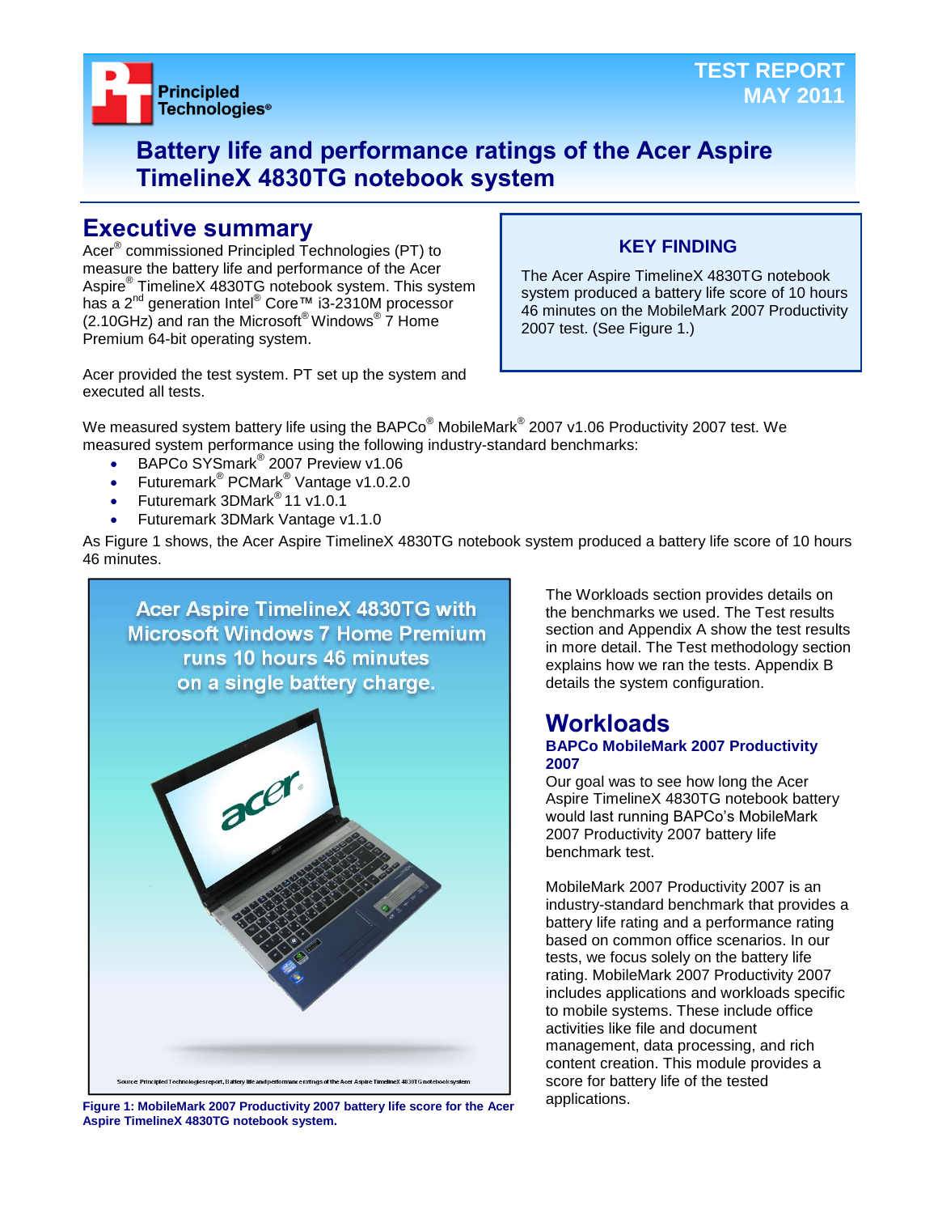TEST REPORT
MAY 2011

# Battery life and performance ratings of the Acer Aspire TimelineX 4830TG notebook system

## Executive summary

Acer® commissioned Principled Technologies (PT) to measure the battery life and performance of the Acer Aspire® TimelineX 4830TG notebook system. This system has a 2nd generation Intel® Core™ i3-2310M processor (2.10GHz) and ran the Microsoft® Windows® 7 Home Premium 64-bit operating system.

Acer provided the test system. PT set up the system and executed all tests.

**KEY FINDING**

The Acer Aspire TimelineX 4830TG notebook system produced a battery life score of 10 hours 46 minutes on the MobileMark 2007 Productivity 2007 test. (See Figure 1.)

We measured system battery life using the BAPCo® MobileMark® 2007 v1.06 Productivity 2007 test. We measured system performance using the following industry-standard benchmarks:

- BAPCo SYSmark® 2007 Preview v1.06
- Futuremark® PCMark® Vantage v1.0.2.0
- Futuremark 3DMark® 11 v1.0.1
- Futuremark 3DMark Vantage v1.1.0

As Figure 1 shows, the Acer Aspire TimelineX 4830TG notebook system produced a battery life score of 10 hours 46 minutes.

Acer Aspire TimelineX 4830TG with Microsoft Windows 7 Home Premium runs 10 hours 46 minutes on a single battery charge.

Source: Principled Technologies report, Battery life and performance ratings of the Acer Aspire TimelineX 4830TG notebook system

**Figure 1: MobileMark 2007 Productivity 2007 battery life score for the Acer Aspire TimelineX 4830TG notebook system.**

The Workloads section provides details on the benchmarks we used. The Test results section and Appendix A show the test results in more detail. The Test methodology section explains how we ran the tests. Appendix B details the system configuration.

## Workloads

### BAPCo MobileMark 2007 Productivity 2007

Our goal was to see how long the Acer Aspire TimelineX 4830TG notebook battery would last running BAPCo's MobileMark 2007 Productivity 2007 battery life benchmark test.

MobileMark 2007 Productivity 2007 is an industry-standard benchmark that provides a battery life rating and a performance rating based on common office scenarios. In our tests, we focus solely on the battery life rating. MobileMark 2007 Productivity 2007 includes applications and workloads specific to mobile systems. These include office activities like file and document management, data processing, and rich content creation. This module provides a score for battery life of the tested applications.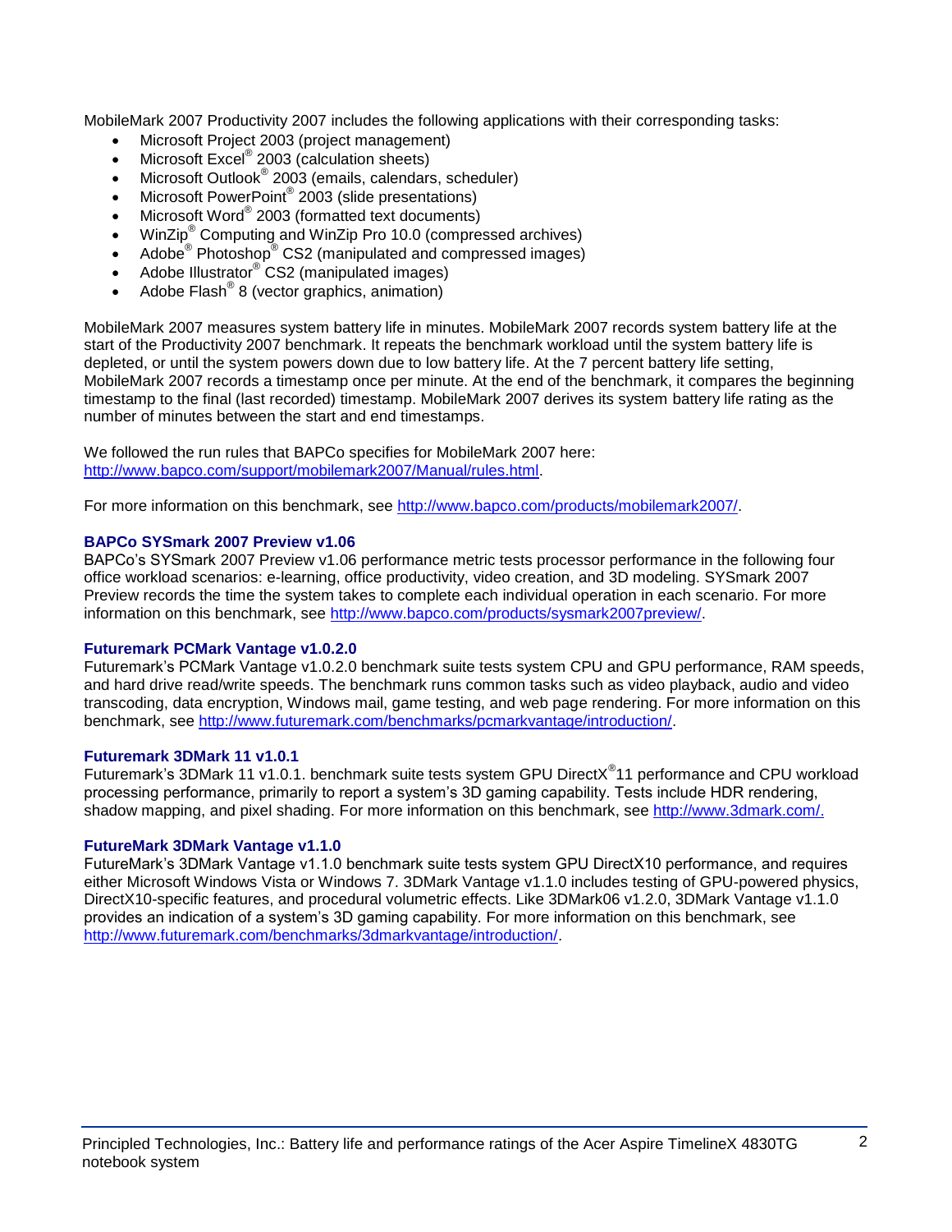MobileMark 2007 Productivity 2007 includes the following applications with their corresponding tasks:

- Microsoft Project 2003 (project management)
- Microsoft Excel® 2003 (calculation sheets)
- Microsoft Outlook® 2003 (emails, calendars, scheduler)
- Microsoft PowerPoint® 2003 (slide presentations)
- Microsoft Word® 2003 (formatted text documents)
- WinZip® Computing and WinZip Pro 10.0 (compressed archives)
- Adobe® Photoshop® CS2 (manipulated and compressed images)
- Adobe Illustrator® CS2 (manipulated images)
- Adobe Flash® 8 (vector graphics, animation)

MobileMark 2007 measures system battery life in minutes. MobileMark 2007 records system battery life at the start of the Productivity 2007 benchmark. It repeats the benchmark workload until the system battery life is depleted, or until the system powers down due to low battery life. At the 7 percent battery life setting, MobileMark 2007 records a timestamp once per minute. At the end of the benchmark, it compares the beginning timestamp to the final (last recorded) timestamp. MobileMark 2007 derives its system battery life rating as the number of minutes between the start and end timestamps.

We followed the run rules that BAPCo specifies for MobileMark 2007 here: http://www.bapco.com/support/mobilemark2007/Manual/rules.html.

For more information on this benchmark, see http://www.bapco.com/products/mobilemark2007/.

### BAPCo SYSmark 2007 Preview v1.06

BAPCo's SYSmark 2007 Preview v1.06 performance metric tests processor performance in the following four office workload scenarios: e-learning, office productivity, video creation, and 3D modeling. SYSmark 2007 Preview records the time the system takes to complete each individual operation in each scenario. For more information on this benchmark, see http://www.bapco.com/products/sysmark2007preview/.

### Futuremark PCMark Vantage v1.0.2.0

Futuremark's PCMark Vantage v1.0.2.0 benchmark suite tests system CPU and GPU performance, RAM speeds, and hard drive read/write speeds. The benchmark runs common tasks such as video playback, audio and video transcoding, data encryption, Windows mail, game testing, and web page rendering. For more information on this benchmark, see http://www.futuremark.com/benchmarks/pcmarkvantage/introduction/.

### Futuremark 3DMark 11 v1.0.1

Futuremark's 3DMark 11 v1.0.1. benchmark suite tests system GPU DirectX®11 performance and CPU workload processing performance, primarily to report a system's 3D gaming capability. Tests include HDR rendering, shadow mapping, and pixel shading. For more information on this benchmark, see http://www.3dmark.com/.

### FutureMark 3DMark Vantage v1.1.0

FutureMark's 3DMark Vantage v1.1.0 benchmark suite tests system GPU DirectX10 performance, and requires either Microsoft Windows Vista or Windows 7. 3DMark Vantage v1.1.0 includes testing of GPU-powered physics, DirectX10-specific features, and procedural volumetric effects. Like 3DMark06 v1.2.0, 3DMark Vantage v1.1.0 provides an indication of a system's 3D gaming capability. For more information on this benchmark, see http://www.futuremark.com/benchmarks/3dmarkvantage/introduction/.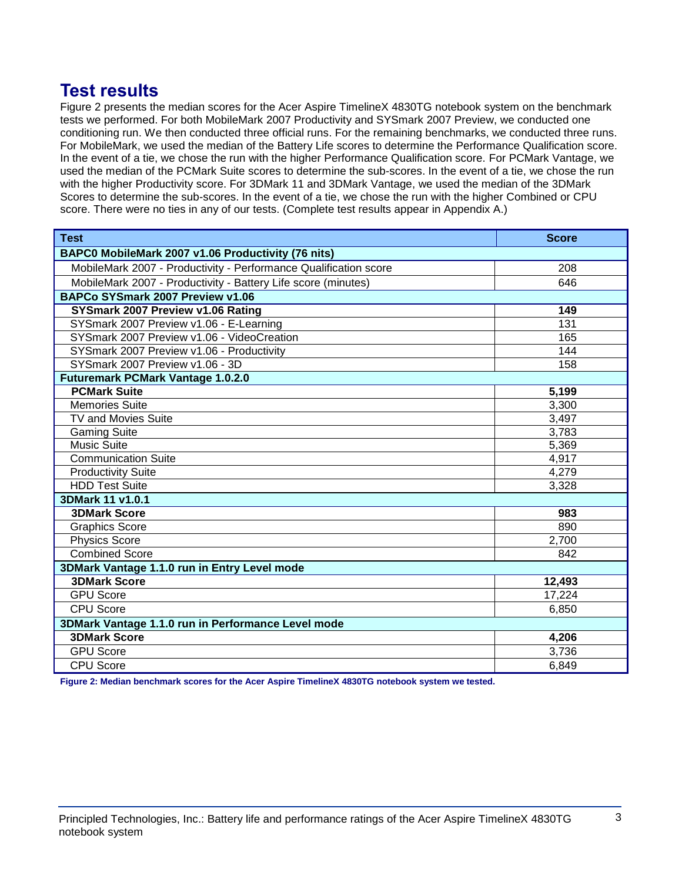## Test results

Figure 2 presents the median scores for the Acer Aspire TimelineX 4830TG notebook system on the benchmark tests we performed. For both MobileMark 2007 Productivity and SYSmark 2007 Preview, we conducted one conditioning run. We then conducted three official runs. For the remaining benchmarks, we conducted three runs. For MobileMark, we used the median of the Battery Life scores to determine the Performance Qualification score. In the event of a tie, we chose the run with the higher Performance Qualification score. For PCMark Vantage, we used the median of the PCMark Suite scores to determine the sub-scores. In the event of a tie, we chose the run with the higher Productivity score. For 3DMark 11 and 3DMark Vantage, we used the median of the 3DMark Scores to determine the sub-scores. In the event of a tie, we chose the run with the higher Combined or CPU score. There were no ties in any of our tests. (Complete test results appear in Appendix A.)

| Test | Score |
|---|---|
| **BAPC0 MobileMark 2007 v1.06 Productivity (76 nits)** | |
| MobileMark 2007 - Productivity - Performance Qualification score | 208 |
| MobileMark 2007 - Productivity - Battery Life score (minutes) | 646 |
| **BAPCo SYSmark 2007 Preview v1.06** | |
| **SYSmark 2007 Preview v1.06 Rating** | **149** |
| SYSmark 2007 Preview v1.06 - E-Learning | 131 |
| SYSmark 2007 Preview v1.06 - VideoCreation | 165 |
| SYSmark 2007 Preview v1.06 - Productivity | 144 |
| SYSmark 2007 Preview v1.06 - 3D | 158 |
| **Futuremark PCMark Vantage 1.0.2.0** | |
| **PCMark Suite** | **5,199** |
| Memories Suite | 3,300 |
| TV and Movies Suite | 3,497 |
| Gaming Suite | 3,783 |
| Music Suite | 5,369 |
| Communication Suite | 4,917 |
| Productivity Suite | 4,279 |
| HDD Test Suite | 3,328 |
| **3DMark 11 v1.0.1** | |
| **3DMark Score** | **983** |
| Graphics Score | 890 |
| Physics Score | 2,700 |
| Combined Score | 842 |
| **3DMark Vantage 1.1.0 run in Entry Level mode** | |
| **3DMark Score** | **12,493** |
| GPU Score | 17,224 |
| CPU Score | 6,850 |
| **3DMark Vantage 1.1.0 run in Performance Level mode** | |
| **3DMark Score** | **4,206** |
| GPU Score | 3,736 |
| CPU Score | 6,849 |

**Figure 2: Median benchmark scores for the Acer Aspire TimelineX 4830TG notebook system we tested.**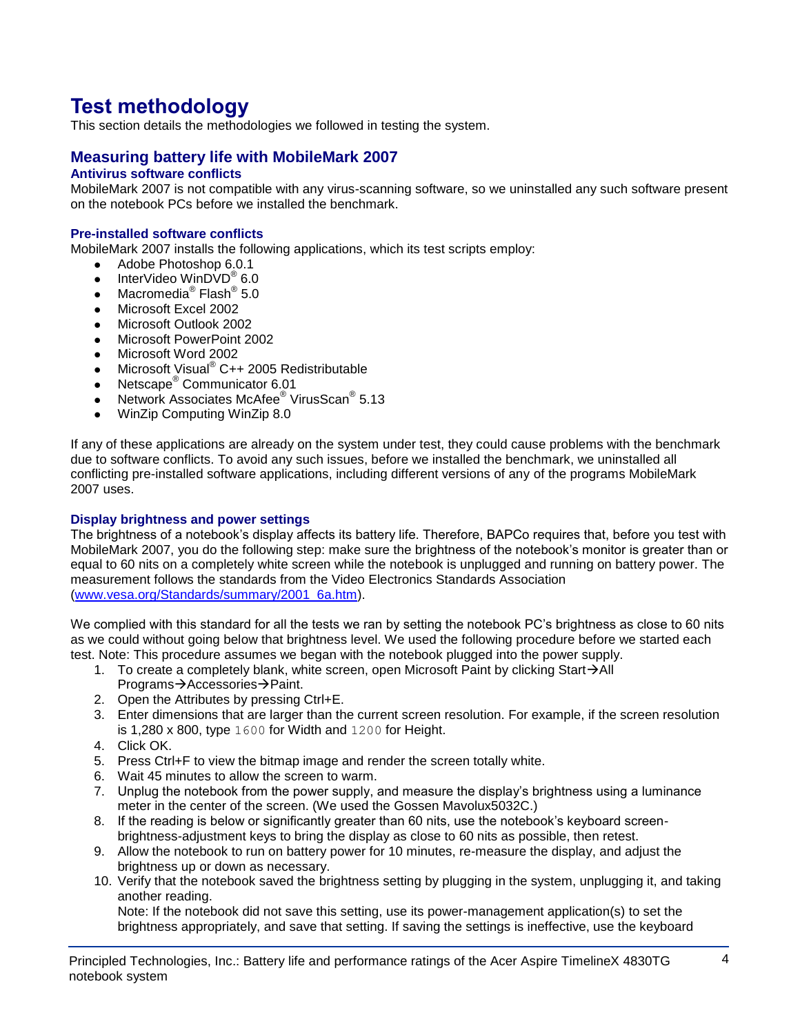# Test methodology

This section details the methodologies we followed in testing the system.

## Measuring battery life with MobileMark 2007

### Antivirus software conflicts

MobileMark 2007 is not compatible with any virus-scanning software, so we uninstalled any such software present on the notebook PCs before we installed the benchmark.

### Pre-installed software conflicts

MobileMark 2007 installs the following applications, which its test scripts employ:

- Adobe Photoshop 6.0.1
- InterVideo WinDVD® 6.0
- Macromedia® Flash® 5.0
- Microsoft Excel 2002
- Microsoft Outlook 2002
- Microsoft PowerPoint 2002
- Microsoft Word 2002
- Microsoft Visual® C++ 2005 Redistributable
- Netscape® Communicator 6.01
- Network Associates McAfee® VirusScan® 5.13
- WinZip Computing WinZip 8.0

If any of these applications are already on the system under test, they could cause problems with the benchmark due to software conflicts. To avoid any such issues, before we installed the benchmark, we uninstalled all conflicting pre-installed software applications, including different versions of any of the programs MobileMark 2007 uses.

### Display brightness and power settings

The brightness of a notebook's display affects its battery life. Therefore, BAPCo requires that, before you test with MobileMark 2007, you do the following step: make sure the brightness of the notebook's monitor is greater than or equal to 60 nits on a completely white screen while the notebook is unplugged and running on battery power. The measurement follows the standards from the Video Electronics Standards Association (www.vesa.org/Standards/summary/2001_6a.htm).

We complied with this standard for all the tests we ran by setting the notebook PC's brightness as close to 60 nits as we could without going below that brightness level. We used the following procedure before we started each test. Note: This procedure assumes we began with the notebook plugged into the power supply.

1. To create a completely blank, white screen, open Microsoft Paint by clicking Start→All Programs→Accessories→Paint.
2. Open the Attributes by pressing Ctrl+E.
3. Enter dimensions that are larger than the current screen resolution. For example, if the screen resolution is 1,280 x 800, type `1600` for Width and `1200` for Height.
4. Click OK.
5. Press Ctrl+F to view the bitmap image and render the screen totally white.
6. Wait 45 minutes to allow the screen to warm.
7. Unplug the notebook from the power supply, and measure the display's brightness using a luminance meter in the center of the screen. (We used the Gossen Mavolux5032C.)
8. If the reading is below or significantly greater than 60 nits, use the notebook's keyboard screen-brightness-adjustment keys to bring the display as close to 60 nits as possible, then retest.
9. Allow the notebook to run on battery power for 10 minutes, re-measure the display, and adjust the brightness up or down as necessary.
10. Verify that the notebook saved the brightness setting by plugging in the system, unplugging it, and taking another reading.
    Note: If the notebook did not save this setting, use its power-management application(s) to set the brightness appropriately, and save that setting. If saving the settings is ineffective, use the keyboard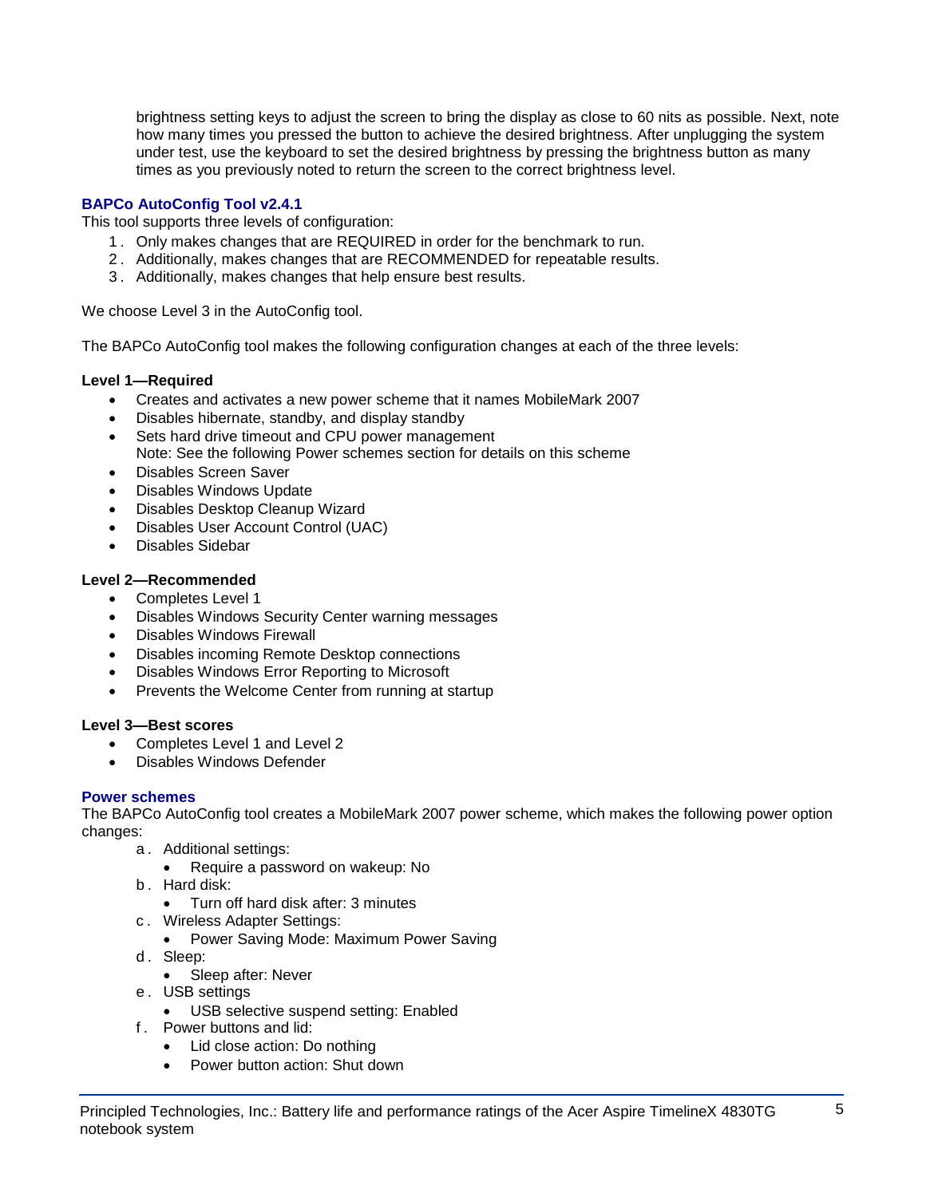brightness setting keys to adjust the screen to bring the display as close to 60 nits as possible. Next, note how many times you pressed the button to achieve the desired brightness. After unplugging the system under test, use the keyboard to set the desired brightness by pressing the brightness button as many times as you previously noted to return the screen to the correct brightness level.

### BAPCo AutoConfig Tool v2.4.1

This tool supports three levels of configuration:

1. Only makes changes that are REQUIRED in order for the benchmark to run.
2. Additionally, makes changes that are RECOMMENDED for repeatable results.
3. Additionally, makes changes that help ensure best results.

We choose Level 3 in the AutoConfig tool.

The BAPCo AutoConfig tool makes the following configuration changes at each of the three levels:

**Level 1—Required**

- Creates and activates a new power scheme that it names MobileMark 2007
- Disables hibernate, standby, and display standby
- Sets hard drive timeout and CPU power management
  Note: See the following Power schemes section for details on this scheme
- Disables Screen Saver
- Disables Windows Update
- Disables Desktop Cleanup Wizard
- Disables User Account Control (UAC)
- Disables Sidebar

**Level 2—Recommended**

- Completes Level 1
- Disables Windows Security Center warning messages
- Disables Windows Firewall
- Disables incoming Remote Desktop connections
- Disables Windows Error Reporting to Microsoft
- Prevents the Welcome Center from running at startup

**Level 3—Best scores**

- Completes Level 1 and Level 2
- Disables Windows Defender

### Power schemes

The BAPCo AutoConfig tool creates a MobileMark 2007 power scheme, which makes the following power option changes:

a. Additional settings:
   - Require a password on wakeup: No
b. Hard disk:
   - Turn off hard disk after: 3 minutes
c. Wireless Adapter Settings:
   - Power Saving Mode: Maximum Power Saving
d. Sleep:
   - Sleep after: Never
e. USB settings
   - USB selective suspend setting: Enabled
f. Power buttons and lid:
   - Lid close action: Do nothing
   - Power button action: Shut down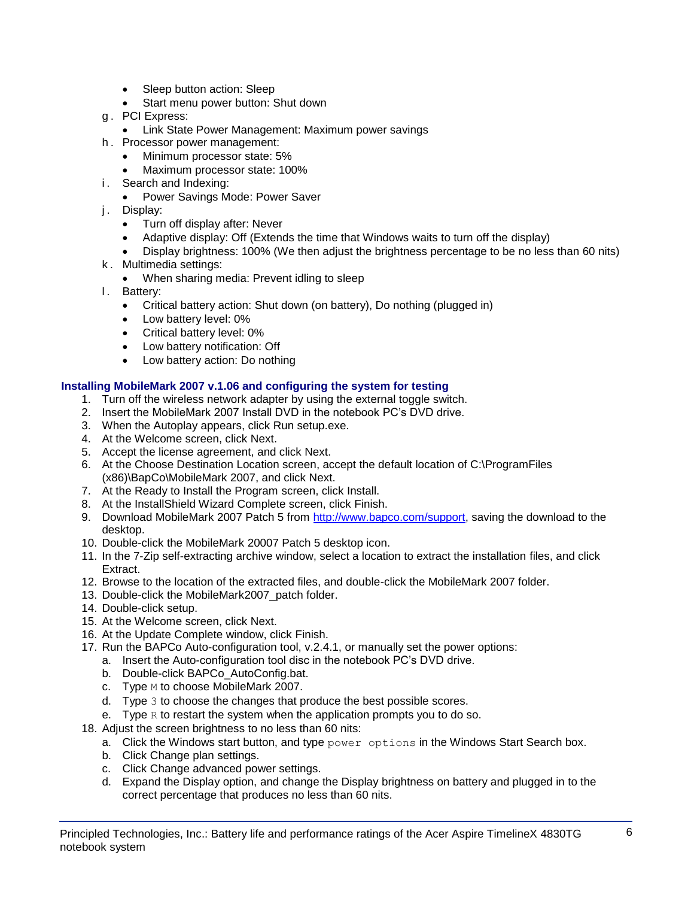- Sleep button action: Sleep
- Start menu power button: Shut down

g. PCI Express:
- Link State Power Management: Maximum power savings

h. Processor power management:
- Minimum processor state: 5%
- Maximum processor state: 100%

i. Search and Indexing:
- Power Savings Mode: Power Saver

j. Display:
- Turn off display after: Never
- Adaptive display: Off (Extends the time that Windows waits to turn off the display)
- Display brightness: 100% (We then adjust the brightness percentage to be no less than 60 nits)

k. Multimedia settings:
- When sharing media: Prevent idling to sleep

l. Battery:
- Critical battery action: Shut down (on battery), Do nothing (plugged in)
- Low battery level: 0%
- Critical battery level: 0%
- Low battery notification: Off
- Low battery action: Do nothing

### Installing MobileMark 2007 v.1.06 and configuring the system for testing

1. Turn off the wireless network adapter by using the external toggle switch.
2. Insert the MobileMark 2007 Install DVD in the notebook PC's DVD drive.
3. When the Autoplay appears, click Run setup.exe.
4. At the Welcome screen, click Next.
5. Accept the license agreement, and click Next.
6. At the Choose Destination Location screen, accept the default location of C:\ProgramFiles (x86)\BapCo\MobileMark 2007, and click Next.
7. At the Ready to Install the Program screen, click Install.
8. At the InstallShield Wizard Complete screen, click Finish.
9. Download MobileMark 2007 Patch 5 from [http://www.bapco.com/support](http://www.bapco.com/support), saving the download to the desktop.
10. Double-click the MobileMark 20007 Patch 5 desktop icon.
11. In the 7-Zip self-extracting archive window, select a location to extract the installation files, and click Extract.
12. Browse to the location of the extracted files, and double-click the MobileMark 2007 folder.
13. Double-click the MobileMark2007_patch folder.
14. Double-click setup.
15. At the Welcome screen, click Next.
16. At the Update Complete window, click Finish.
17. Run the BAPCo Auto-configuration tool, v.2.4.1, or manually set the power options:
    a. Insert the Auto-configuration tool disc in the notebook PC's DVD drive.
    b. Double-click BAPCo_AutoConfig.bat.
    c. Type `M` to choose MobileMark 2007.
    d. Type `3` to choose the changes that produce the best possible scores.
    e. Type `R` to restart the system when the application prompts you to do so.
18. Adjust the screen brightness to no less than 60 nits:
    a. Click the Windows start button, and type `power options` in the Windows Start Search box.
    b. Click Change plan settings.
    c. Click Change advanced power settings.
    d. Expand the Display option, and change the Display brightness on battery and plugged in to the correct percentage that produces no less than 60 nits.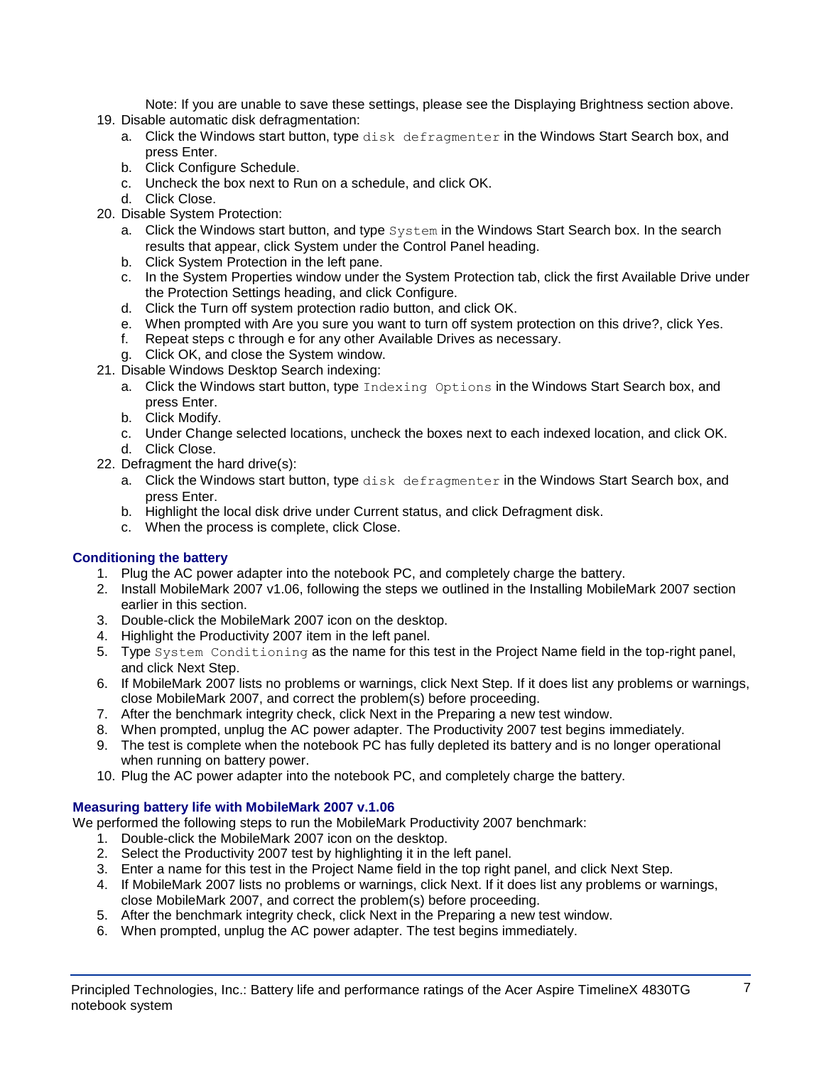Note: If you are unable to save these settings, please see the Displaying Brightness section above.

19. Disable automatic disk defragmentation:
    a. Click the Windows start button, type `disk defragmenter` in the Windows Start Search box, and press Enter.
    b. Click Configure Schedule.
    c. Uncheck the box next to Run on a schedule, and click OK.
    d. Click Close.
20. Disable System Protection:
    a. Click the Windows start button, and type `System` in the Windows Start Search box. In the search results that appear, click System under the Control Panel heading.
    b. Click System Protection in the left pane.
    c. In the System Properties window under the System Protection tab, click the first Available Drive under the Protection Settings heading, and click Configure.
    d. Click the Turn off system protection radio button, and click OK.
    e. When prompted with Are you sure you want to turn off system protection on this drive?, click Yes.
    f. Repeat steps c through e for any other Available Drives as necessary.
    g. Click OK, and close the System window.
21. Disable Windows Desktop Search indexing:
    a. Click the Windows start button, type `Indexing Options` in the Windows Start Search box, and press Enter.
    b. Click Modify.
    c. Under Change selected locations, uncheck the boxes next to each indexed location, and click OK.
    d. Click Close.
22. Defragment the hard drive(s):
    a. Click the Windows start button, type `disk defragmenter` in the Windows Start Search box, and press Enter.
    b. Highlight the local disk drive under Current status, and click Defragment disk.
    c. When the process is complete, click Close.

### Conditioning the battery

1. Plug the AC power adapter into the notebook PC, and completely charge the battery.
2. Install MobileMark 2007 v1.06, following the steps we outlined in the Installing MobileMark 2007 section earlier in this section.
3. Double-click the MobileMark 2007 icon on the desktop.
4. Highlight the Productivity 2007 item in the left panel.
5. Type `System Conditioning` as the name for this test in the Project Name field in the top-right panel, and click Next Step.
6. If MobileMark 2007 lists no problems or warnings, click Next Step. If it does list any problems or warnings, close MobileMark 2007, and correct the problem(s) before proceeding.
7. After the benchmark integrity check, click Next in the Preparing a new test window.
8. When prompted, unplug the AC power adapter. The Productivity 2007 test begins immediately.
9. The test is complete when the notebook PC has fully depleted its battery and is no longer operational when running on battery power.
10. Plug the AC power adapter into the notebook PC, and completely charge the battery.

### Measuring battery life with MobileMark 2007 v.1.06

We performed the following steps to run the MobileMark Productivity 2007 benchmark:

1. Double-click the MobileMark 2007 icon on the desktop.
2. Select the Productivity 2007 test by highlighting it in the left panel.
3. Enter a name for this test in the Project Name field in the top right panel, and click Next Step.
4. If MobileMark 2007 lists no problems or warnings, click Next. If it does list any problems or warnings, close MobileMark 2007, and correct the problem(s) before proceeding.
5. After the benchmark integrity check, click Next in the Preparing a new test window.
6. When prompted, unplug the AC power adapter. The test begins immediately.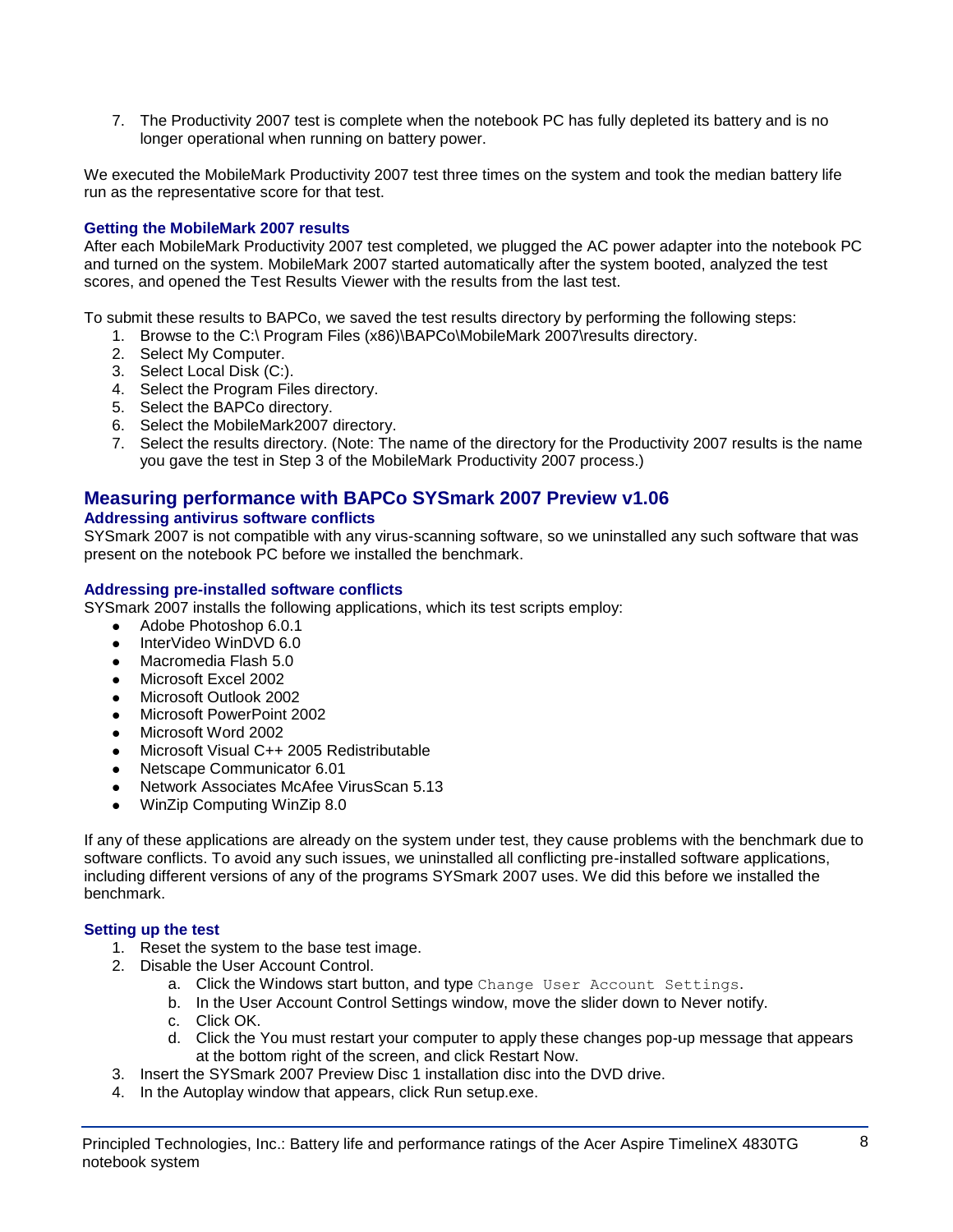7. The Productivity 2007 test is complete when the notebook PC has fully depleted its battery and is no longer operational when running on battery power.

We executed the MobileMark Productivity 2007 test three times on the system and took the median battery life run as the representative score for that test.

### Getting the MobileMark 2007 results

After each MobileMark Productivity 2007 test completed, we plugged the AC power adapter into the notebook PC and turned on the system. MobileMark 2007 started automatically after the system booted, analyzed the test scores, and opened the Test Results Viewer with the results from the last test.

To submit these results to BAPCo, we saved the test results directory by performing the following steps:

1. Browse to the C:\ Program Files (x86)\BAPCo\MobileMark 2007\results directory.
2. Select My Computer.
3. Select Local Disk (C:).
4. Select the Program Files directory.
5. Select the BAPCo directory.
6. Select the MobileMark2007 directory.
7. Select the results directory. (Note: The name of the directory for the Productivity 2007 results is the name you gave the test in Step 3 of the MobileMark Productivity 2007 process.)

## Measuring performance with BAPCo SYSmark 2007 Preview v1.06

### Addressing antivirus software conflicts

SYSmark 2007 is not compatible with any virus-scanning software, so we uninstalled any such software that was present on the notebook PC before we installed the benchmark.

### Addressing pre-installed software conflicts

SYSmark 2007 installs the following applications, which its test scripts employ:

- Adobe Photoshop 6.0.1
- InterVideo WinDVD 6.0
- Macromedia Flash 5.0
- Microsoft Excel 2002
- Microsoft Outlook 2002
- Microsoft PowerPoint 2002
- Microsoft Word 2002
- Microsoft Visual C++ 2005 Redistributable
- Netscape Communicator 6.01
- Network Associates McAfee VirusScan 5.13
- WinZip Computing WinZip 8.0

If any of these applications are already on the system under test, they cause problems with the benchmark due to software conflicts. To avoid any such issues, we uninstalled all conflicting pre-installed software applications, including different versions of any of the programs SYSmark 2007 uses. We did this before we installed the benchmark.

### Setting up the test

1. Reset the system to the base test image.
2. Disable the User Account Control.
   a. Click the Windows start button, and type `Change User Account Settings`.
   b. In the User Account Control Settings window, move the slider down to Never notify.
   c. Click OK.
   d. Click the You must restart your computer to apply these changes pop-up message that appears at the bottom right of the screen, and click Restart Now.
3. Insert the SYSmark 2007 Preview Disc 1 installation disc into the DVD drive.
4. In the Autoplay window that appears, click Run setup.exe.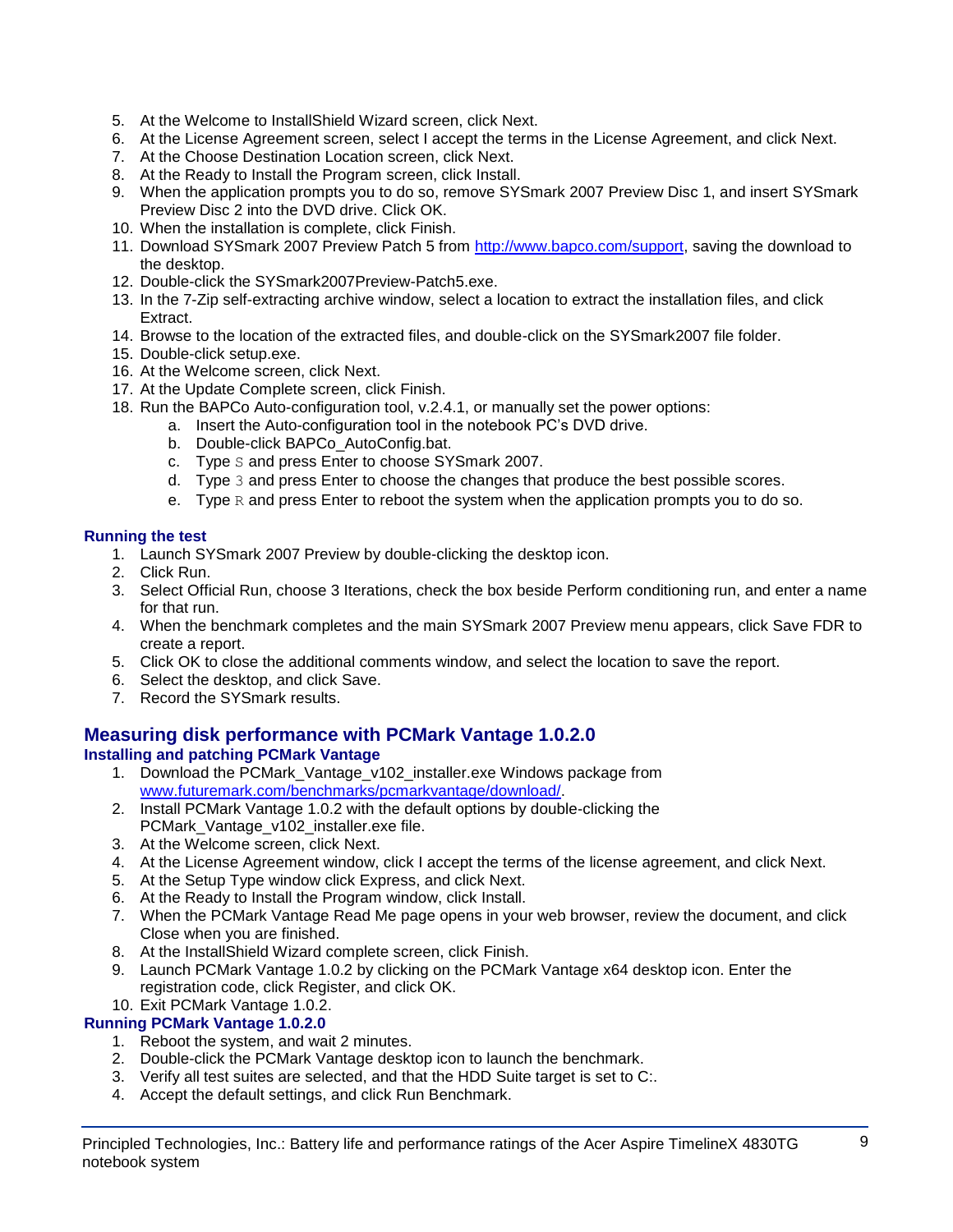5. At the Welcome to InstallShield Wizard screen, click Next.
6. At the License Agreement screen, select I accept the terms in the License Agreement, and click Next.
7. At the Choose Destination Location screen, click Next.
8. At the Ready to Install the Program screen, click Install.
9. When the application prompts you to do so, remove SYSmark 2007 Preview Disc 1, and insert SYSmark Preview Disc 2 into the DVD drive. Click OK.
10. When the installation is complete, click Finish.
11. Download SYSmark 2007 Preview Patch 5 from [http://www.bapco.com/support](http://www.bapco.com/support), saving the download to the desktop.
12. Double-click the SYSmark2007Preview-Patch5.exe.
13. In the 7-Zip self-extracting archive window, select a location to extract the installation files, and click Extract.
14. Browse to the location of the extracted files, and double-click on the SYSmark2007 file folder.
15. Double-click setup.exe.
16. At the Welcome screen, click Next.
17. At the Update Complete screen, click Finish.
18. Run the BAPCo Auto-configuration tool, v.2.4.1, or manually set the power options:
    a. Insert the Auto-configuration tool in the notebook PC's DVD drive.
    b. Double-click BAPCo_AutoConfig.bat.
    c. Type `S` and press Enter to choose SYSmark 2007.
    d. Type `3` and press Enter to choose the changes that produce the best possible scores.
    e. Type `R` and press Enter to reboot the system when the application prompts you to do so.

### Running the test

1. Launch SYSmark 2007 Preview by double-clicking the desktop icon.
2. Click Run.
3. Select Official Run, choose 3 Iterations, check the box beside Perform conditioning run, and enter a name for that run.
4. When the benchmark completes and the main SYSmark 2007 Preview menu appears, click Save FDR to create a report.
5. Click OK to close the additional comments window, and select the location to save the report.
6. Select the desktop, and click Save.
7. Record the SYSmark results.

## Measuring disk performance with PCMark Vantage 1.0.2.0

### Installing and patching PCMark Vantage

1. Download the PCMark_Vantage_v102_installer.exe Windows package from [www.futuremark.com/benchmarks/pcmarkvantage/download/](www.futuremark.com/benchmarks/pcmarkvantage/download/).
2. Install PCMark Vantage 1.0.2 with the default options by double-clicking the PCMark_Vantage_v102_installer.exe file.
3. At the Welcome screen, click Next.
4. At the License Agreement window, click I accept the terms of the license agreement, and click Next.
5. At the Setup Type window click Express, and click Next.
6. At the Ready to Install the Program window, click Install.
7. When the PCMark Vantage Read Me page opens in your web browser, review the document, and click Close when you are finished.
8. At the InstallShield Wizard complete screen, click Finish.
9. Launch PCMark Vantage 1.0.2 by clicking on the PCMark Vantage x64 desktop icon. Enter the registration code, click Register, and click OK.
10. Exit PCMark Vantage 1.0.2.

### Running PCMark Vantage 1.0.2.0

1. Reboot the system, and wait 2 minutes.
2. Double-click the PCMark Vantage desktop icon to launch the benchmark.
3. Verify all test suites are selected, and that the HDD Suite target is set to C:.
4. Accept the default settings, and click Run Benchmark.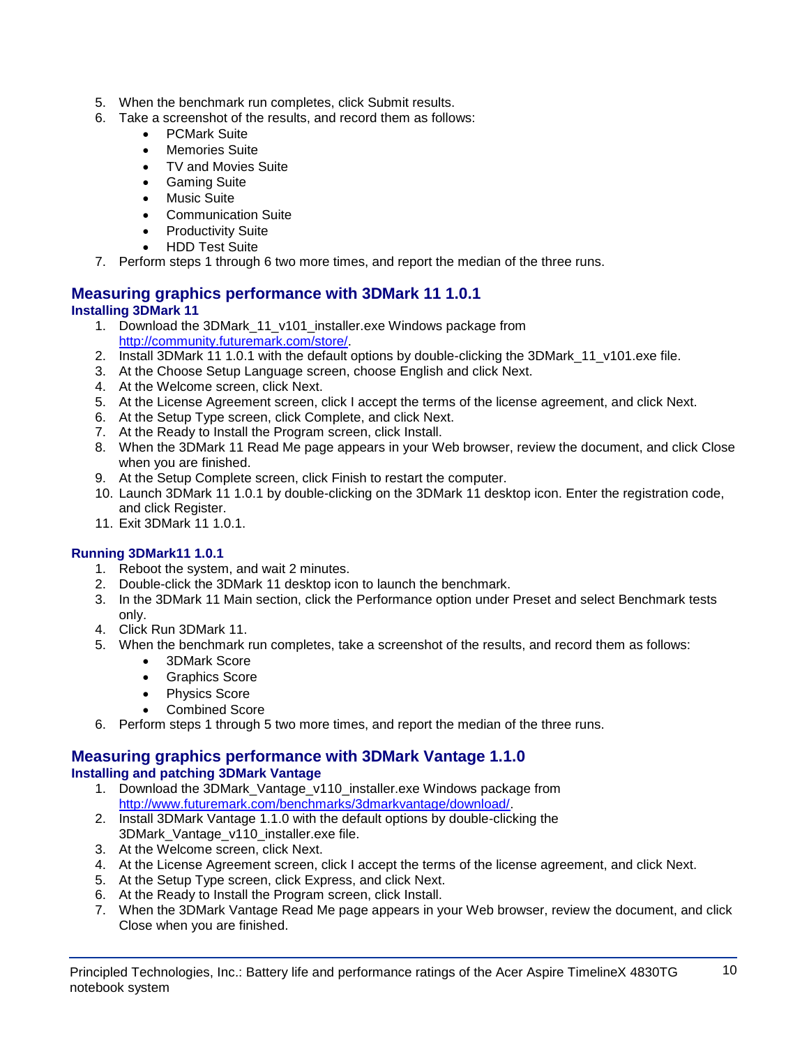5. When the benchmark run completes, click Submit results.
6. Take a screenshot of the results, and record them as follows:
    - PCMark Suite
    - Memories Suite
    - TV and Movies Suite
    - Gaming Suite
    - Music Suite
    - Communication Suite
    - Productivity Suite
    - HDD Test Suite
7. Perform steps 1 through 6 two more times, and report the median of the three runs.

## Measuring graphics performance with 3DMark 11 1.0.1

### Installing 3DMark 11

1. Download the 3DMark_11_v101_installer.exe Windows package from http://community.futuremark.com/store/.
2. Install 3DMark 11 1.0.1 with the default options by double-clicking the 3DMark_11_v101.exe file.
3. At the Choose Setup Language screen, choose English and click Next.
4. At the Welcome screen, click Next.
5. At the License Agreement screen, click I accept the terms of the license agreement, and click Next.
6. At the Setup Type screen, click Complete, and click Next.
7. At the Ready to Install the Program screen, click Install.
8. When the 3DMark 11 Read Me page appears in your Web browser, review the document, and click Close when you are finished.
9. At the Setup Complete screen, click Finish to restart the computer.
10. Launch 3DMark 11 1.0.1 by double-clicking on the 3DMark 11 desktop icon. Enter the registration code, and click Register.
11. Exit 3DMark 11 1.0.1.

### Running 3DMark11 1.0.1

1. Reboot the system, and wait 2 minutes.
2. Double-click the 3DMark 11 desktop icon to launch the benchmark.
3. In the 3DMark 11 Main section, click the Performance option under Preset and select Benchmark tests only.
4. Click Run 3DMark 11.
5. When the benchmark run completes, take a screenshot of the results, and record them as follows:
    - 3DMark Score
    - Graphics Score
    - Physics Score
    - Combined Score
6. Perform steps 1 through 5 two more times, and report the median of the three runs.

## Measuring graphics performance with 3DMark Vantage 1.1.0

### Installing and patching 3DMark Vantage

1. Download the 3DMark_Vantage_v110_installer.exe Windows package from http://www.futuremark.com/benchmarks/3dmarkvantage/download/.
2. Install 3DMark Vantage 1.1.0 with the default options by double-clicking the 3DMark_Vantage_v110_installer.exe file.
3. At the Welcome screen, click Next.
4. At the License Agreement screen, click I accept the terms of the license agreement, and click Next.
5. At the Setup Type screen, click Express, and click Next.
6. At the Ready to Install the Program screen, click Install.
7. When the 3DMark Vantage Read Me page appears in your Web browser, review the document, and click Close when you are finished.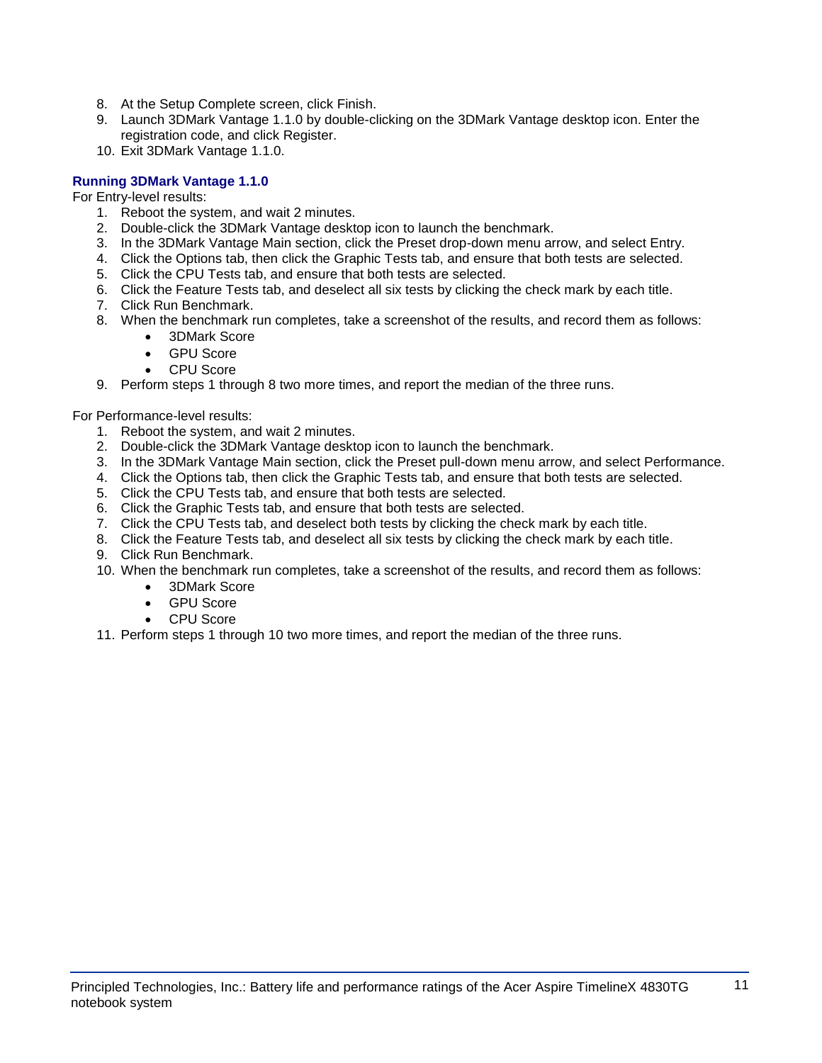8. At the Setup Complete screen, click Finish.
9. Launch 3DMark Vantage 1.1.0 by double-clicking on the 3DMark Vantage desktop icon. Enter the registration code, and click Register.
10. Exit 3DMark Vantage 1.1.0.

### Running 3DMark Vantage 1.1.0

For Entry-level results:

1. Reboot the system, and wait 2 minutes.
2. Double-click the 3DMark Vantage desktop icon to launch the benchmark.
3. In the 3DMark Vantage Main section, click the Preset drop-down menu arrow, and select Entry.
4. Click the Options tab, then click the Graphic Tests tab, and ensure that both tests are selected.
5. Click the CPU Tests tab, and ensure that both tests are selected.
6. Click the Feature Tests tab, and deselect all six tests by clicking the check mark by each title.
7. Click Run Benchmark.
8. When the benchmark run completes, take a screenshot of the results, and record them as follows:
    - 3DMark Score
    - GPU Score
    - CPU Score
9. Perform steps 1 through 8 two more times, and report the median of the three runs.

For Performance-level results:

1. Reboot the system, and wait 2 minutes.
2. Double-click the 3DMark Vantage desktop icon to launch the benchmark.
3. In the 3DMark Vantage Main section, click the Preset pull-down menu arrow, and select Performance.
4. Click the Options tab, then click the Graphic Tests tab, and ensure that both tests are selected.
5. Click the CPU Tests tab, and ensure that both tests are selected.
6. Click the Graphic Tests tab, and ensure that both tests are selected.
7. Click the CPU Tests tab, and deselect both tests by clicking the check mark by each title.
8. Click the Feature Tests tab, and deselect all six tests by clicking the check mark by each title.
9. Click Run Benchmark.
10. When the benchmark run completes, take a screenshot of the results, and record them as follows:
    - 3DMark Score
    - GPU Score
    - CPU Score
11. Perform steps 1 through 10 two more times, and report the median of the three runs.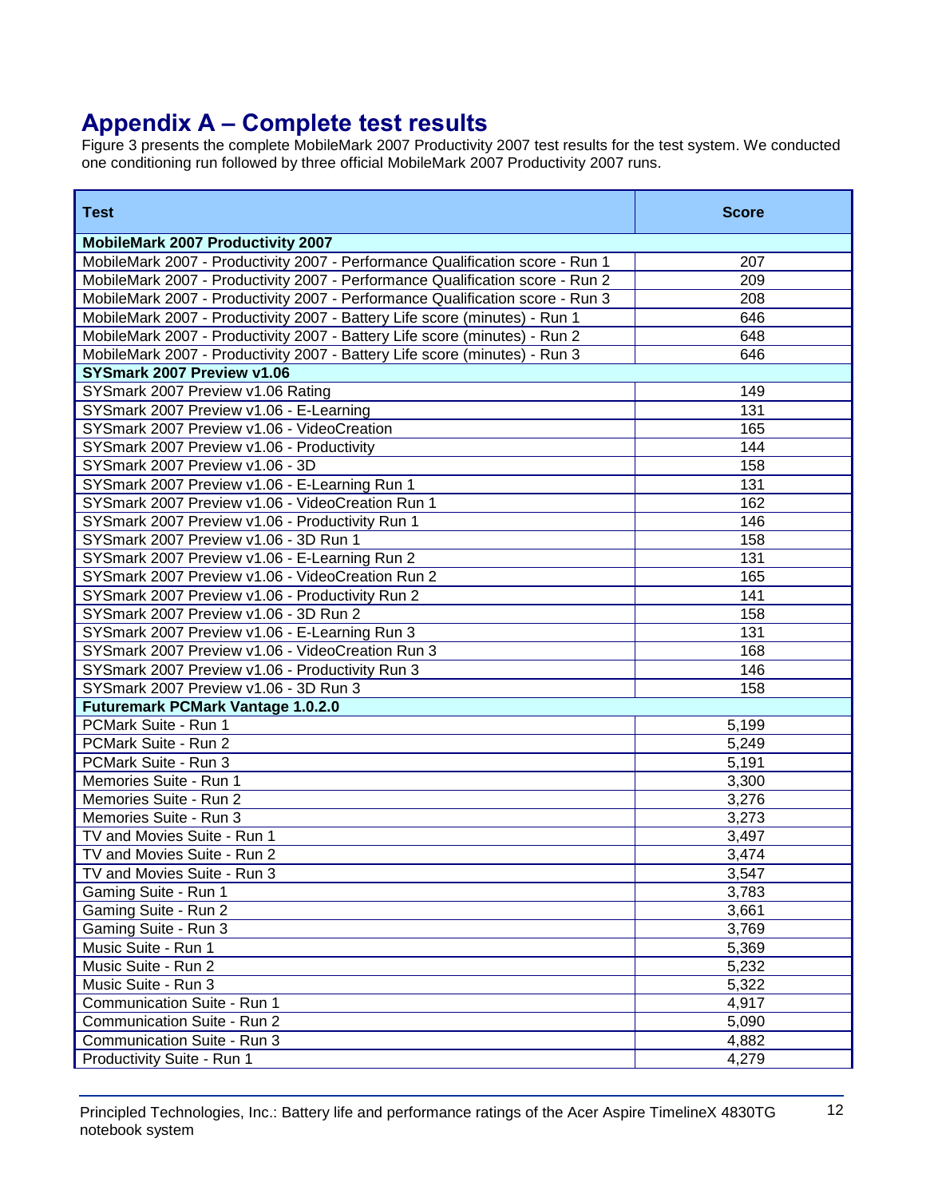# Appendix A – Complete test results

Figure 3 presents the complete MobileMark 2007 Productivity 2007 test results for the test system. We conducted one conditioning run followed by three official MobileMark 2007 Productivity 2007 runs.

| Test | Score |
|---|---|
| **MobileMark 2007 Productivity 2007** | |
| MobileMark 2007 - Productivity 2007 - Performance Qualification score - Run 1 | 207 |
| MobileMark 2007 - Productivity 2007 - Performance Qualification score - Run 2 | 209 |
| MobileMark 2007 - Productivity 2007 - Performance Qualification score - Run 3 | 208 |
| MobileMark 2007 - Productivity 2007 - Battery Life score (minutes) - Run 1 | 646 |
| MobileMark 2007 - Productivity 2007 - Battery Life score (minutes) - Run 2 | 648 |
| MobileMark 2007 - Productivity 2007 - Battery Life score (minutes) - Run 3 | 646 |
| **SYSmark 2007 Preview v1.06** | |
| SYSmark 2007 Preview v1.06 Rating | 149 |
| SYSmark 2007 Preview v1.06 - E-Learning | 131 |
| SYSmark 2007 Preview v1.06 - VideoCreation | 165 |
| SYSmark 2007 Preview v1.06 - Productivity | 144 |
| SYSmark 2007 Preview v1.06 - 3D | 158 |
| SYSmark 2007 Preview v1.06 - E-Learning Run 1 | 131 |
| SYSmark 2007 Preview v1.06 - VideoCreation Run 1 | 162 |
| SYSmark 2007 Preview v1.06 - Productivity Run 1 | 146 |
| SYSmark 2007 Preview v1.06 - 3D Run 1 | 158 |
| SYSmark 2007 Preview v1.06 - E-Learning Run 2 | 131 |
| SYSmark 2007 Preview v1.06 - VideoCreation Run 2 | 165 |
| SYSmark 2007 Preview v1.06 - Productivity Run 2 | 141 |
| SYSmark 2007 Preview v1.06 - 3D Run 2 | 158 |
| SYSmark 2007 Preview v1.06 - E-Learning Run 3 | 131 |
| SYSmark 2007 Preview v1.06 - VideoCreation Run 3 | 168 |
| SYSmark 2007 Preview v1.06 - Productivity Run 3 | 146 |
| SYSmark 2007 Preview v1.06 - 3D Run 3 | 158 |
| **Futuremark PCMark Vantage 1.0.2.0** | |
| PCMark Suite - Run 1 | 5,199 |
| PCMark Suite - Run 2 | 5,249 |
| PCMark Suite - Run 3 | 5,191 |
| Memories Suite - Run 1 | 3,300 |
| Memories Suite - Run 2 | 3,276 |
| Memories Suite - Run 3 | 3,273 |
| TV and Movies Suite - Run 1 | 3,497 |
| TV and Movies Suite - Run 2 | 3,474 |
| TV and Movies Suite - Run 3 | 3,547 |
| Gaming Suite - Run 1 | 3,783 |
| Gaming Suite - Run 2 | 3,661 |
| Gaming Suite - Run 3 | 3,769 |
| Music Suite - Run 1 | 5,369 |
| Music Suite - Run 2 | 5,232 |
| Music Suite - Run 3 | 5,322 |
| Communication Suite - Run 1 | 4,917 |
| Communication Suite - Run 2 | 5,090 |
| Communication Suite - Run 3 | 4,882 |
| Productivity Suite - Run 1 | 4,279 |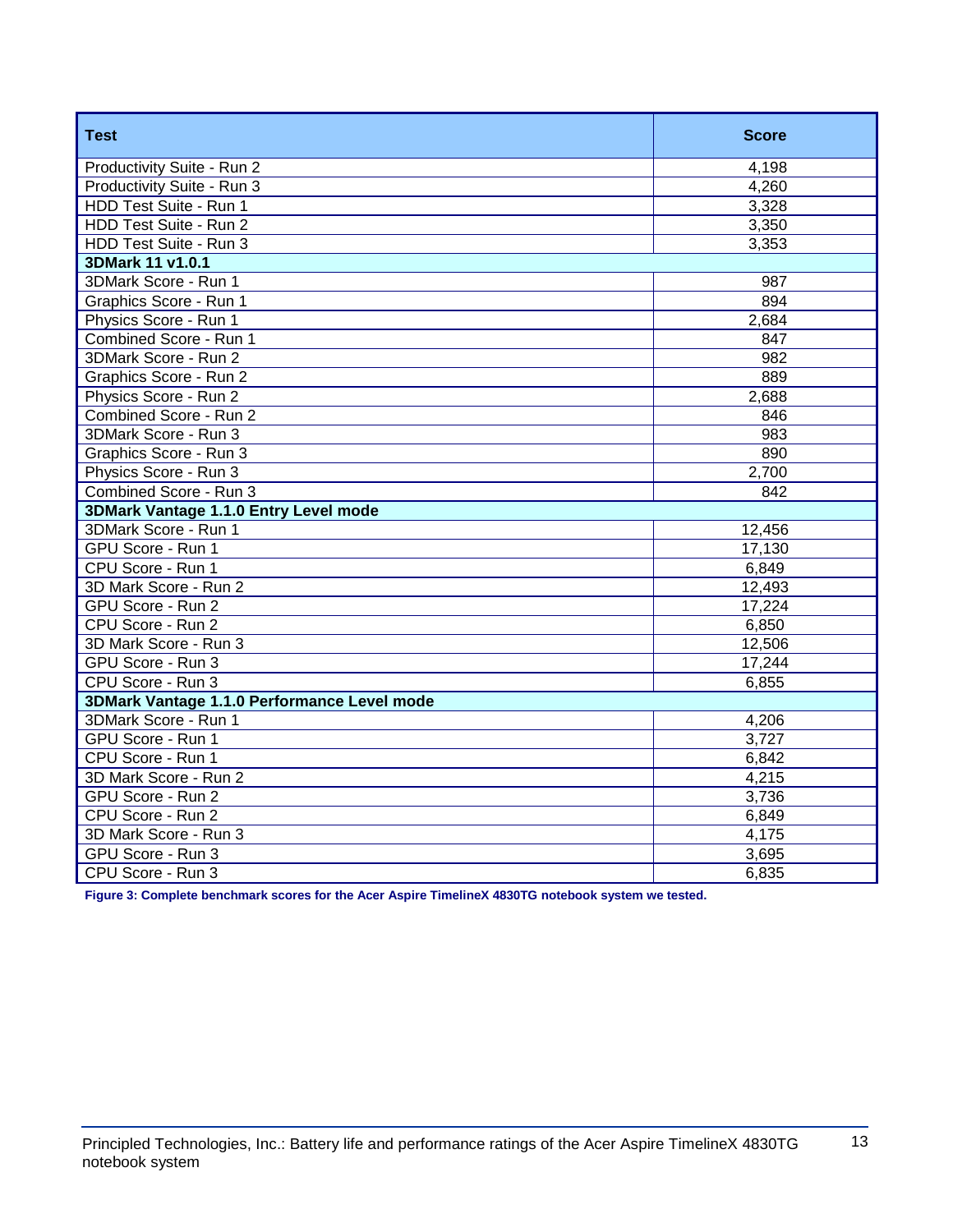| Test | Score |
|---|---|
| Productivity Suite - Run 2 | 4,198 |
| Productivity Suite - Run 3 | 4,260 |
| HDD Test Suite - Run 1 | 3,328 |
| HDD Test Suite - Run 2 | 3,350 |
| HDD Test Suite - Run 3 | 3,353 |
| **3DMark 11 v1.0.1** | |
| 3DMark Score - Run 1 | 987 |
| Graphics Score - Run 1 | 894 |
| Physics Score - Run 1 | 2,684 |
| Combined Score - Run 1 | 847 |
| 3DMark Score - Run 2 | 982 |
| Graphics Score - Run 2 | 889 |
| Physics Score - Run 2 | 2,688 |
| Combined Score - Run 2 | 846 |
| 3DMark Score - Run 3 | 983 |
| Graphics Score - Run 3 | 890 |
| Physics Score - Run 3 | 2,700 |
| Combined Score - Run 3 | 842 |
| **3DMark Vantage 1.1.0 Entry Level mode** | |
| 3DMark Score - Run 1 | 12,456 |
| GPU Score - Run 1 | 17,130 |
| CPU Score - Run 1 | 6,849 |
| 3D Mark Score - Run 2 | 12,493 |
| GPU Score - Run 2 | 17,224 |
| CPU Score - Run 2 | 6,850 |
| 3D Mark Score - Run 3 | 12,506 |
| GPU Score - Run 3 | 17,244 |
| CPU Score - Run 3 | 6,855 |
| **3DMark Vantage 1.1.0 Performance Level mode** | |
| 3DMark Score - Run 1 | 4,206 |
| GPU Score - Run 1 | 3,727 |
| CPU Score - Run 1 | 6,842 |
| 3D Mark Score - Run 2 | 4,215 |
| GPU Score - Run 2 | 3,736 |
| CPU Score - Run 2 | 6,849 |
| 3D Mark Score - Run 3 | 4,175 |
| GPU Score - Run 3 | 3,695 |
| CPU Score - Run 3 | 6,835 |

**Figure 3: Complete benchmark scores for the Acer Aspire TimelineX 4830TG notebook system we tested.**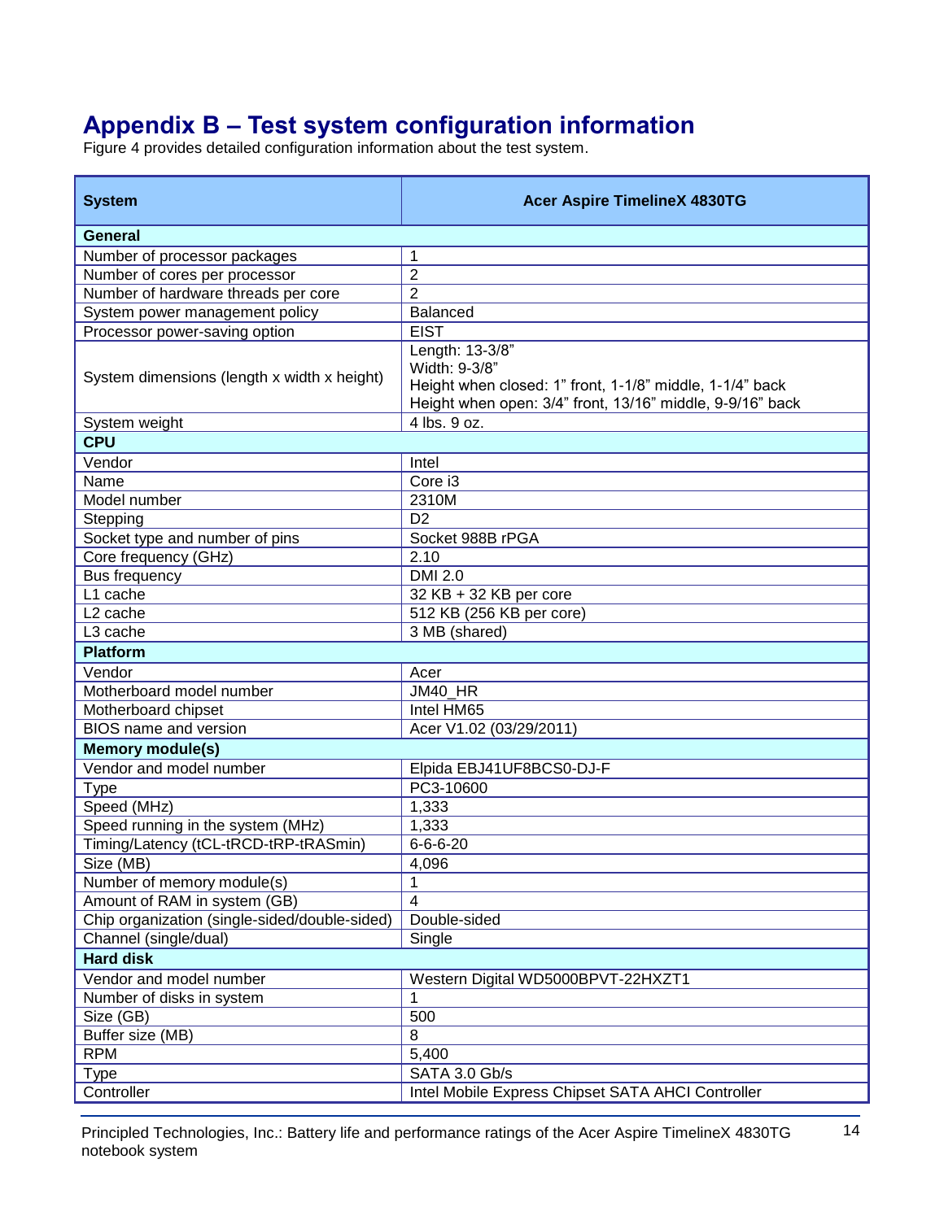# Appendix B – Test system configuration information

Figure 4 provides detailed configuration information about the test system.

| System | Acer Aspire TimelineX 4830TG |
|---|---|
| **General** | |
| Number of processor packages | 1 |
| Number of cores per processor | 2 |
| Number of hardware threads per core | 2 |
| System power management policy | Balanced |
| Processor power-saving option | EIST |
| System dimensions (length x width x height) | Length: 13-3/8"<br>Width: 9-3/8"<br>Height when closed: 1" front, 1-1/8" middle, 1-1/4" back<br>Height when open: 3/4" front, 13/16" middle, 9-9/16" back |
| System weight | 4 lbs. 9 oz. |
| **CPU** | |
| Vendor | Intel |
| Name | Core i3 |
| Model number | 2310M |
| Stepping | D2 |
| Socket type and number of pins | Socket 988B rPGA |
| Core frequency (GHz) | 2.10 |
| Bus frequency | DMI 2.0 |
| L1 cache | 32 KB + 32 KB per core |
| L2 cache | 512 KB (256 KB per core) |
| L3 cache | 3 MB (shared) |
| **Platform** | |
| Vendor | Acer |
| Motherboard model number | JM40_HR |
| Motherboard chipset | Intel HM65 |
| BIOS name and version | Acer V1.02 (03/29/2011) |
| **Memory module(s)** | |
| Vendor and model number | Elpida EBJ41UF8BCS0-DJ-F |
| Type | PC3-10600 |
| Speed (MHz) | 1,333 |
| Speed running in the system (MHz) | 1,333 |
| Timing/Latency (tCL-tRCD-tRP-tRASmin) | 6-6-6-20 |
| Size (MB) | 4,096 |
| Number of memory module(s) | 1 |
| Amount of RAM in system (GB) | 4 |
| Chip organization (single-sided/double-sided) | Double-sided |
| Channel (single/dual) | Single |
| **Hard disk** | |
| Vendor and model number | Western Digital WD5000BPVT-22HXZT1 |
| Number of disks in system | 1 |
| Size (GB) | 500 |
| Buffer size (MB) | 8 |
| RPM | 5,400 |
| Type | SATA 3.0 Gb/s |
| Controller | Intel Mobile Express Chipset SATA AHCI Controller |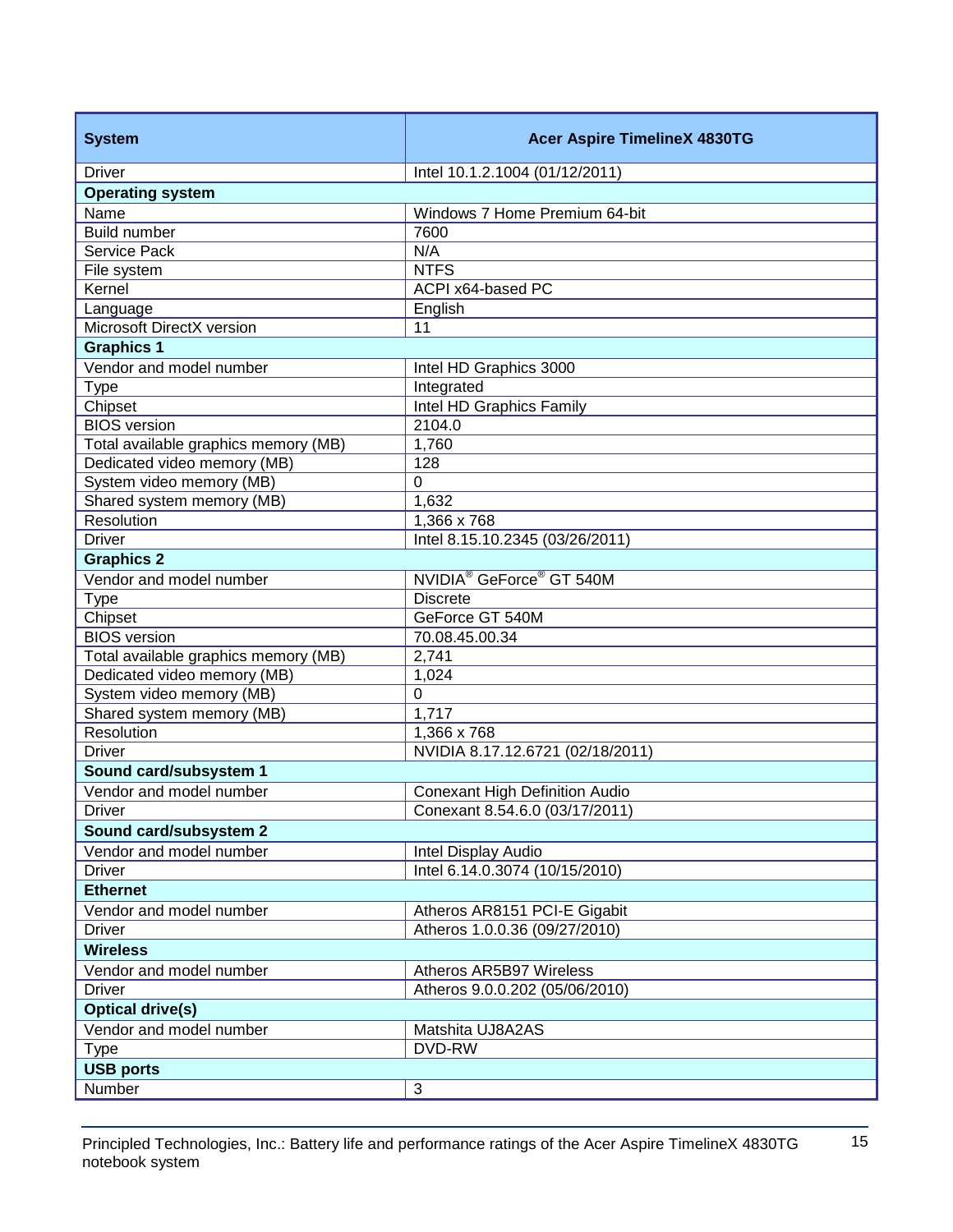| System | Acer Aspire TimelineX 4830TG |
|---|---|
| Driver | Intel 10.1.2.1004 (01/12/2011) |
| **Operating system** | |
| Name | Windows 7 Home Premium 64-bit |
| Build number | 7600 |
| Service Pack | N/A |
| File system | NTFS |
| Kernel | ACPI x64-based PC |
| Language | English |
| Microsoft DirectX version | 11 |
| **Graphics 1** | |
| Vendor and model number | Intel HD Graphics 3000 |
| Type | Integrated |
| Chipset | Intel HD Graphics Family |
| BIOS version | 2104.0 |
| Total available graphics memory (MB) | 1,760 |
| Dedicated video memory (MB) | 128 |
| System video memory (MB) | 0 |
| Shared system memory (MB) | 1,632 |
| Resolution | 1,366 x 768 |
| Driver | Intel 8.15.10.2345 (03/26/2011) |
| **Graphics 2** | |
| Vendor and model number | NVIDIA® GeForce® GT 540M |
| Type | Discrete |
| Chipset | GeForce GT 540M |
| BIOS version | 70.08.45.00.34 |
| Total available graphics memory (MB) | 2,741 |
| Dedicated video memory (MB) | 1,024 |
| System video memory (MB) | 0 |
| Shared system memory (MB) | 1,717 |
| Resolution | 1,366 x 768 |
| Driver | NVIDIA 8.17.12.6721 (02/18/2011) |
| **Sound card/subsystem 1** | |
| Vendor and model number | Conexant High Definition Audio |
| Driver | Conexant 8.54.6.0 (03/17/2011) |
| **Sound card/subsystem 2** | |
| Vendor and model number | Intel Display Audio |
| Driver | Intel 6.14.0.3074 (10/15/2010) |
| **Ethernet** | |
| Vendor and model number | Atheros AR8151 PCI-E Gigabit |
| Driver | Atheros 1.0.0.36 (09/27/2010) |
| **Wireless** | |
| Vendor and model number | Atheros AR5B97 Wireless |
| Driver | Atheros 9.0.0.202 (05/06/2010) |
| **Optical drive(s)** | |
| Vendor and model number | Matshita UJ8A2AS |
| Type | DVD-RW |
| **USB ports** | |
| Number | 3 |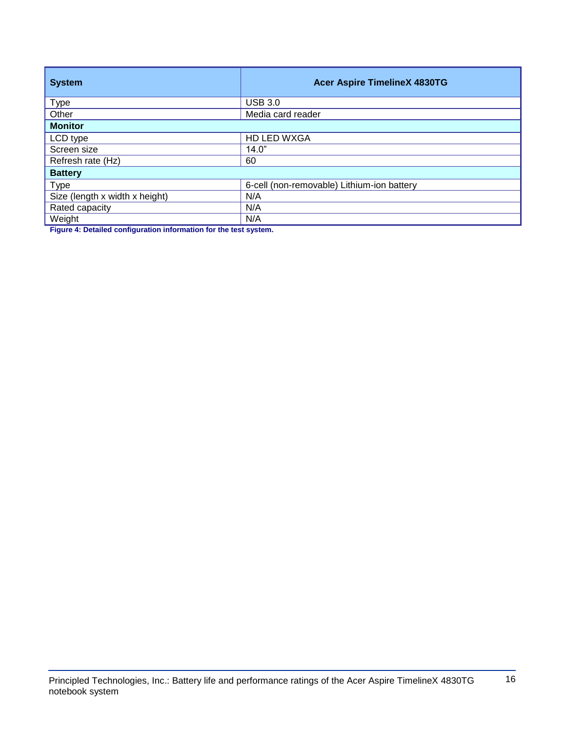| System | Acer Aspire TimelineX 4830TG |
|---|---|
| Type | USB 3.0 |
| Other | Media card reader |
| **Monitor** | |
| LCD type | HD LED WXGA |
| Screen size | 14.0” |
| Refresh rate (Hz) | 60 |
| **Battery** | |
| Type | 6-cell (non-removable) Lithium-ion battery |
| Size (length x width x height) | N/A |
| Rated capacity | N/A |
| Weight | N/A |

**Figure 4: Detailed configuration information for the test system.**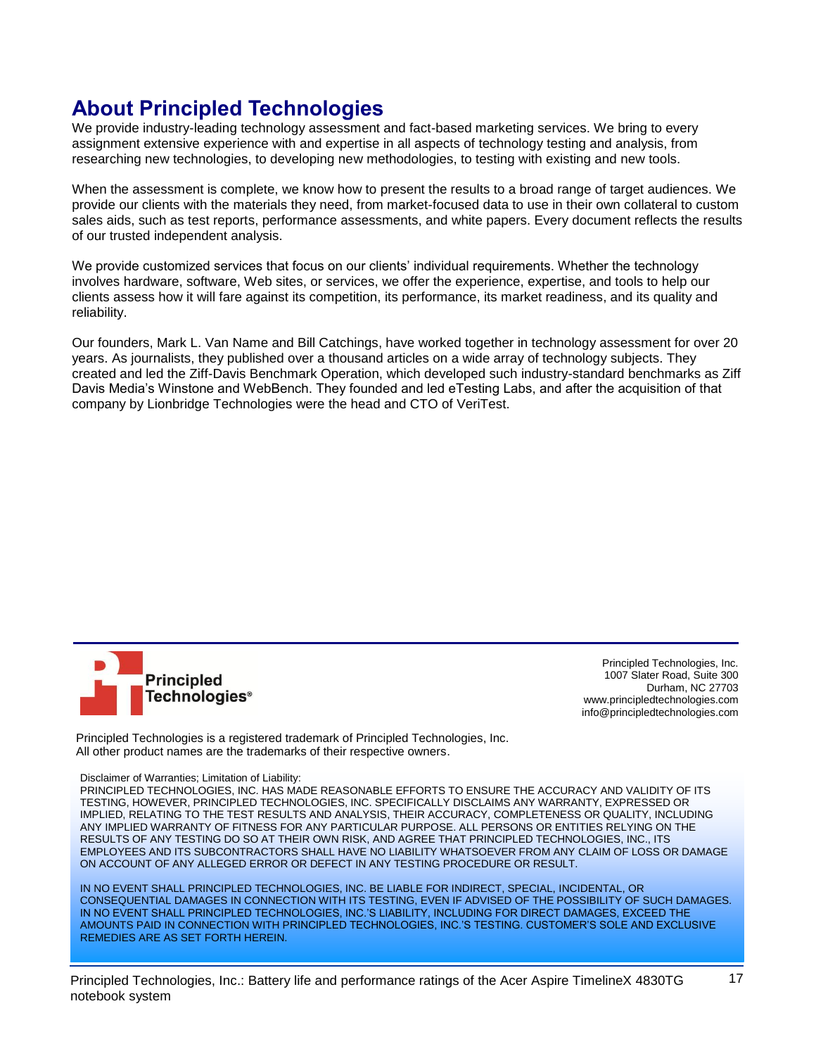## About Principled Technologies

We provide industry-leading technology assessment and fact-based marketing services. We bring to every assignment extensive experience with and expertise in all aspects of technology testing and analysis, from researching new technologies, to developing new methodologies, to testing with existing and new tools.

When the assessment is complete, we know how to present the results to a broad range of target audiences. We provide our clients with the materials they need, from market-focused data to use in their own collateral to custom sales aids, such as test reports, performance assessments, and white papers. Every document reflects the results of our trusted independent analysis.

We provide customized services that focus on our clients' individual requirements. Whether the technology involves hardware, software, Web sites, or services, we offer the experience, expertise, and tools to help our clients assess how it will fare against its competition, its performance, its market readiness, and its quality and reliability.

Our founders, Mark L. Van Name and Bill Catchings, have worked together in technology assessment for over 20 years. As journalists, they published over a thousand articles on a wide array of technology subjects. They created and led the Ziff-Davis Benchmark Operation, which developed such industry-standard benchmarks as Ziff Davis Media's Winstone and WebBench. They founded and led eTesting Labs, and after the acquisition of that company by Lionbridge Technologies were the head and CTO of VeriTest.

Principled Technologies®

Principled Technologies, Inc.
1007 Slater Road, Suite 300
Durham, NC 27703
www.principledtechnologies.com
info@principledtechnologies.com

Principled Technologies is a registered trademark of Principled Technologies, Inc.
All other product names are the trademarks of their respective owners.

Disclaimer of Warranties; Limitation of Liability:
PRINCIPLED TECHNOLOGIES, INC. HAS MADE REASONABLE EFFORTS TO ENSURE THE ACCURACY AND VALIDITY OF ITS TESTING, HOWEVER, PRINCIPLED TECHNOLOGIES, INC. SPECIFICALLY DISCLAIMS ANY WARRANTY, EXPRESSED OR IMPLIED, RELATING TO THE TEST RESULTS AND ANALYSIS, THEIR ACCURACY, COMPLETENESS OR QUALITY, INCLUDING ANY IMPLIED WARRANTY OF FITNESS FOR ANY PARTICULAR PURPOSE. ALL PERSONS OR ENTITIES RELYING ON THE RESULTS OF ANY TESTING DO SO AT THEIR OWN RISK, AND AGREE THAT PRINCIPLED TECHNOLOGIES, INC., ITS EMPLOYEES AND ITS SUBCONTRACTORS SHALL HAVE NO LIABILITY WHATSOEVER FROM ANY CLAIM OF LOSS OR DAMAGE ON ACCOUNT OF ANY ALLEGED ERROR OR DEFECT IN ANY TESTING PROCEDURE OR RESULT.

IN NO EVENT SHALL PRINCIPLED TECHNOLOGIES, INC. BE LIABLE FOR INDIRECT, SPECIAL, INCIDENTAL, OR CONSEQUENTIAL DAMAGES IN CONNECTION WITH ITS TESTING, EVEN IF ADVISED OF THE POSSIBILITY OF SUCH DAMAGES. IN NO EVENT SHALL PRINCIPLED TECHNOLOGIES, INC.'S LIABILITY, INCLUDING FOR DIRECT DAMAGES, EXCEED THE AMOUNTS PAID IN CONNECTION WITH PRINCIPLED TECHNOLOGIES, INC.'S TESTING. CUSTOMER'S SOLE AND EXCLUSIVE REMEDIES ARE AS SET FORTH HEREIN.